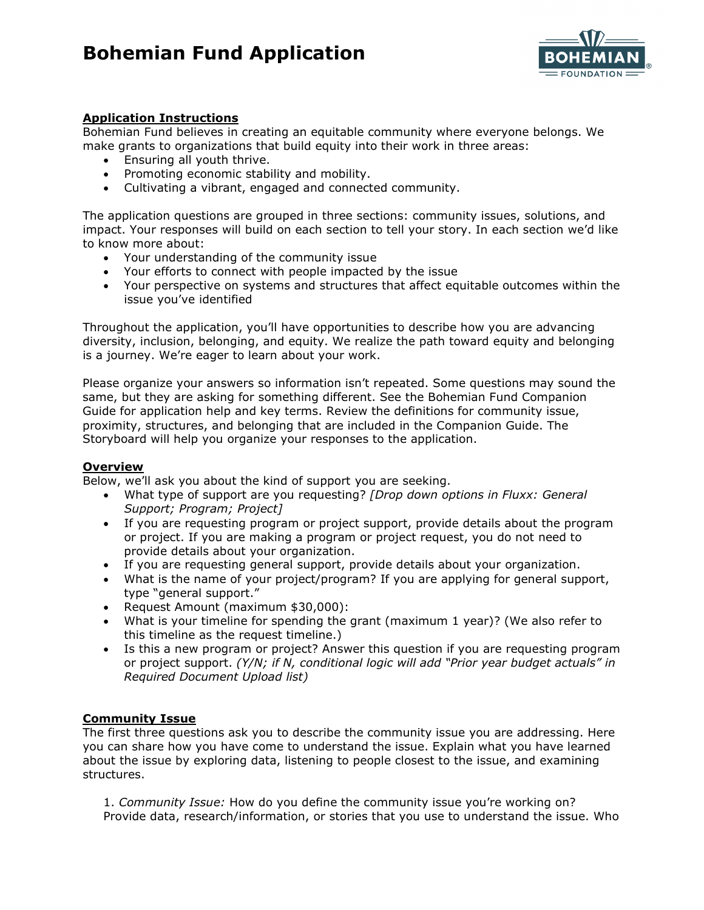# Bohemian Fund Application

## Application Instructions

Bohemian Fund believes in creating an equitable community where everyone belongs. We make grants to organizations that build equity into their work in three areas:

- Ensuring all youth thrive.
- Promoting economic stability and mobility.
- Cultivating a vibrant, engaged and connected community.

The application questions are grouped in three sections: community issues, solutions, and impact. Your responses will build on each section to tell your story. In each section we'd like to know more about:

- Your understanding of the community issue
- Your efforts to connect with people impacted by the issue
- Your perspective on systems and structures that affect equitable outcomes within the issue you've identified

Throughout the application, you'll have opportunities to describe how you are advancing diversity, inclusion, belonging, and equity. We realize the path toward equity and belonging is a journey. We're eager to learn about your work.

Please organize your answers so information isn't repeated. Some questions may sound the same, but they are asking for something different. See the Bohemian Fund Companion Guide for application help and key terms. Review the definitions for community issue, proximity, structures, and belonging that are included in the Companion Guide. The Storyboard will help you organize your responses to the application.

## Overview

Below, we'll ask you about the kind of support you are seeking.

- What type of support are you requesting? *[Drop down options in Fluxx: General Support; Program; Project]*
- If you are requesting program or project support, provide details about the program or project. If you are making a program or project request, you do not need to provide details about your organization.
- If you are requesting general support, provide details about your organization.
- What is the name of your project/program? If you are applying for general support, type "general support."
- Request Amount (maximum $30,000):
- What is your timeline for spending the grant (maximum 1 year)? (We also refer to this timeline as the request timeline.)
- Is this a new program or project? Answer this question if you are requesting program or project support. *(Y/N; if N, conditional logic will add "Prior year budget actuals" in Required Document Upload list)*

## Community Issue

The first three questions ask you to describe the community issue you are addressing. Here you can share how you have come to understand the issue. Explain what you have learned about the issue by exploring data, listening to people closest to the issue, and examining structures.

1. *Community Issue:* How do you define the community issue you're working on? Provide data, research/information, or stories that you use to understand the issue. Who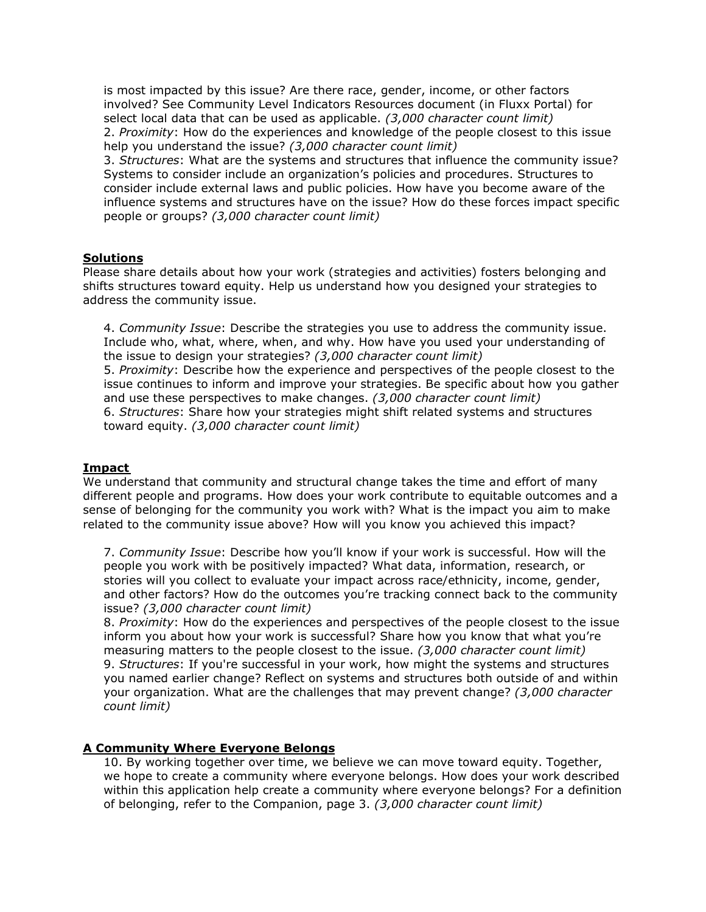is most impacted by this issue? Are there race, gender, income, or other factors involved? See Community Level Indicators Resources document (in Fluxx Portal) for select local data that can be used as applicable. *(3,000 character count limit)*

2. *Proximity*: How do the experiences and knowledge of the people closest to this issue help you understand the issue? *(3,000 character count limit)*

3. *Structures*: What are the systems and structures that influence the community issue? Systems to consider include an organization's policies and procedures. Structures to consider include external laws and public policies. How have you become aware of the influence systems and structures have on the issue? How do these forces impact specific people or groups? *(3,000 character count limit)*

## Solutions

Please share details about how your work (strategies and activities) fosters belonging and shifts structures toward equity. Help us understand how you designed your strategies to address the community issue.

4. *Community Issue*: Describe the strategies you use to address the community issue. Include who, what, where, when, and why. How have you used your understanding of the issue to design your strategies? *(3,000 character count limit)*

5. *Proximity*: Describe how the experience and perspectives of the people closest to the issue continues to inform and improve your strategies. Be specific about how you gather and use these perspectives to make changes. *(3,000 character count limit)*

6. *Structures*: Share how your strategies might shift related systems and structures toward equity. *(3,000 character count limit)*

## Impact

We understand that community and structural change takes the time and effort of many different people and programs. How does your work contribute to equitable outcomes and a sense of belonging for the community you work with? What is the impact you aim to make related to the community issue above? How will you know you achieved this impact?

7. *Community Issue*: Describe how you'll know if your work is successful. How will the people you work with be positively impacted? What data, information, research, or stories will you collect to evaluate your impact across race/ethnicity, income, gender, and other factors? How do the outcomes you're tracking connect back to the community issue? *(3,000 character count limit)*

8. *Proximity*: How do the experiences and perspectives of the people closest to the issue inform you about how your work is successful? Share how you know that what you're measuring matters to the people closest to the issue. *(3,000 character count limit)*

9. *Structures*: If you're successful in your work, how might the systems and structures you named earlier change? Reflect on systems and structures both outside of and within your organization. What are the challenges that may prevent change? *(3,000 character count limit)*

## A Community Where Everyone Belongs

10. By working together over time, we believe we can move toward equity. Together, we hope to create a community where everyone belongs. How does your work described within this application help create a community where everyone belongs? For a definition of belonging, refer to the Companion, page 3. *(3,000 character count limit)*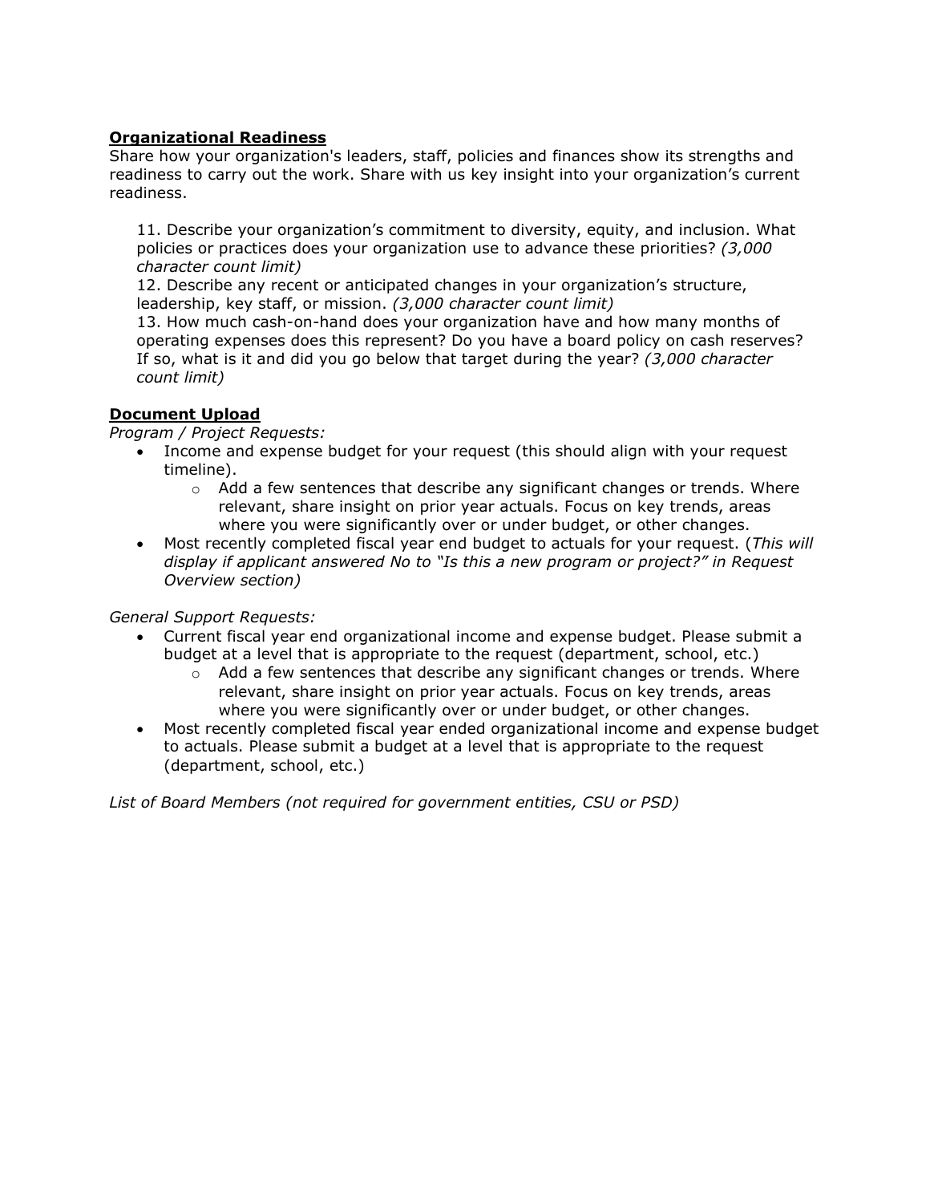**Organizational Readiness**

Share how your organization's leaders, staff, policies and finances show its strengths and readiness to carry out the work. Share with us key insight into your organization's current readiness.

11. Describe your organization's commitment to diversity, equity, and inclusion. What policies or practices does your organization use to advance these priorities? *(3,000 character count limit)*
12. Describe any recent or anticipated changes in your organization's structure, leadership, key staff, or mission. *(3,000 character count limit)*
13. How much cash-on-hand does your organization have and how many months of operating expenses does this represent? Do you have a board policy on cash reserves? If so, what is it and did you go below that target during the year? *(3,000 character count limit)*

**Document Upload**

*Program / Project Requests:*

- Income and expense budget for your request (this should align with your request timeline).
  - Add a few sentences that describe any significant changes or trends. Where relevant, share insight on prior year actuals. Focus on key trends, areas where you were significantly over or under budget, or other changes.
- Most recently completed fiscal year end budget to actuals for your request. (*This will display if applicant answered No to "Is this a new program or project?" in Request Overview section)*

*General Support Requests:*

- Current fiscal year end organizational income and expense budget. Please submit a budget at a level that is appropriate to the request (department, school, etc.)
  - Add a few sentences that describe any significant changes or trends. Where relevant, share insight on prior year actuals. Focus on key trends, areas where you were significantly over or under budget, or other changes.
- Most recently completed fiscal year ended organizational income and expense budget to actuals. Please submit a budget at a level that is appropriate to the request (department, school, etc.)

*List of Board Members (not required for government entities, CSU or PSD)*